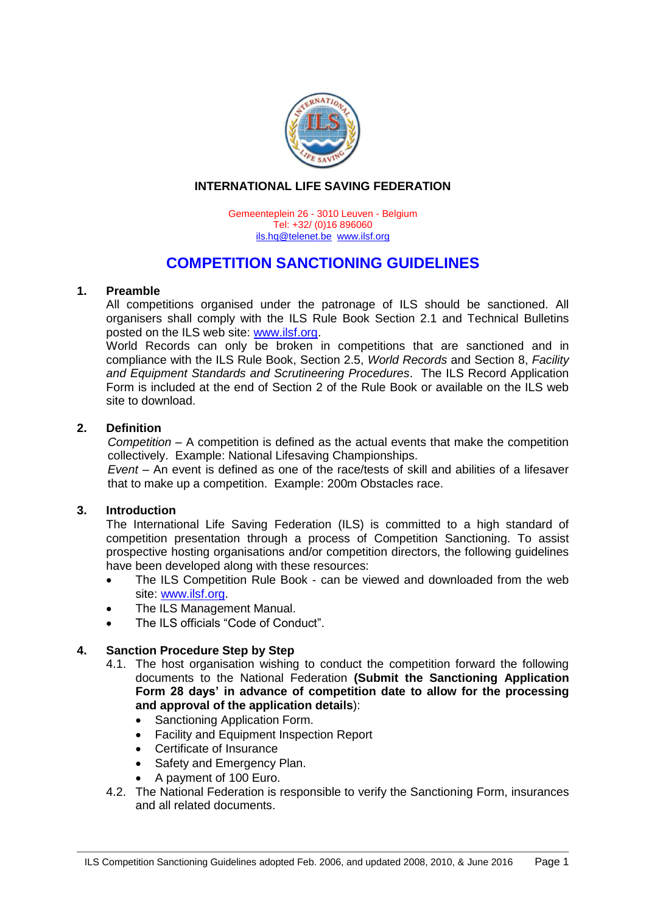**INTERNATIONAL LIFE SAVING FEDERATION**

Gemeenteplein 26 - 3010 Leuven - Belgium
Tel: +32/ (0)16 896060
ils.hq@telenet.be www.ilsf.org

# COMPETITION SANCTIONING GUIDELINES

## 1. Preamble

All competitions organised under the patronage of ILS should be sanctioned. All organisers shall comply with the ILS Rule Book Section 2.1 and Technical Bulletins posted on the ILS web site: www.ilsf.org.

World Records can only be broken in competitions that are sanctioned and in compliance with the ILS Rule Book, Section 2.5, *World Records* and Section 8, *Facility and Equipment Standards and Scrutineering Procedures*. The ILS Record Application Form is included at the end of Section 2 of the Rule Book or available on the ILS web site to download.

## 2. Definition

*Competition* – A competition is defined as the actual events that make the competition collectively. Example: National Lifesaving Championships.

*Event* – An event is defined as one of the race/tests of skill and abilities of a lifesaver that to make up a competition. Example: 200m Obstacles race.

## 3. Introduction

The International Life Saving Federation (ILS) is committed to a high standard of competition presentation through a process of Competition Sanctioning. To assist prospective hosting organisations and/or competition directors, the following guidelines have been developed along with these resources:

- The ILS Competition Rule Book - can be viewed and downloaded from the web site: www.ilsf.org.
- The ILS Management Manual.
- The ILS officials "Code of Conduct".

## 4. Sanction Procedure Step by Step

4.1. The host organisation wishing to conduct the competition forward the following documents to the National Federation **(Submit the Sanctioning Application Form 28 days' in advance of competition date to allow for the processing and approval of the application details**):

- Sanctioning Application Form.
- Facility and Equipment Inspection Report
- Certificate of Insurance
- Safety and Emergency Plan.
- A payment of 100 Euro.

4.2. The National Federation is responsible to verify the Sanctioning Form, insurances and all related documents.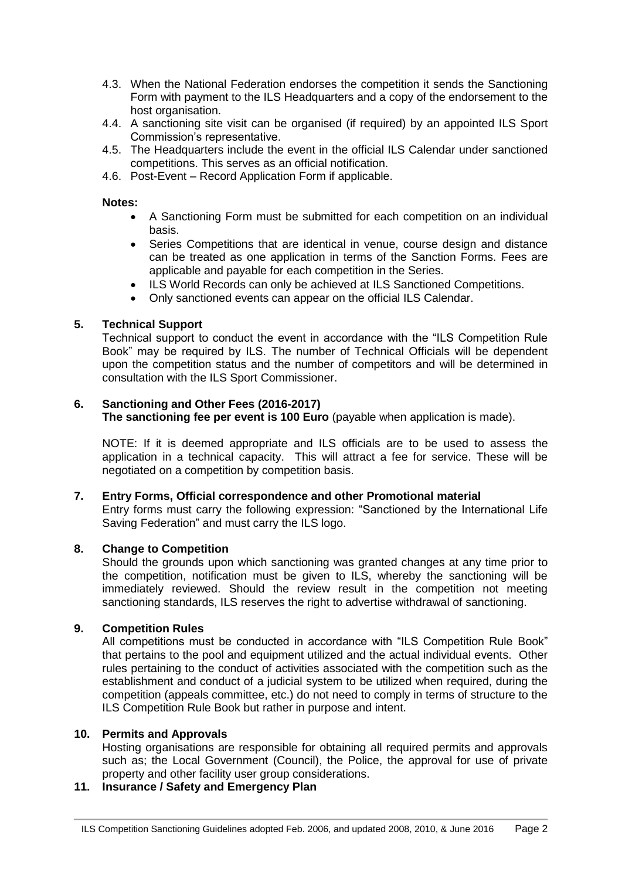4.3. When the National Federation endorses the competition it sends the Sanctioning Form with payment to the ILS Headquarters and a copy of the endorsement to the host organisation.

4.4. A sanctioning site visit can be organised (if required) by an appointed ILS Sport Commission's representative.

4.5. The Headquarters include the event in the official ILS Calendar under sanctioned competitions. This serves as an official notification.

4.6. Post-Event – Record Application Form if applicable.

**Notes:**

- A Sanctioning Form must be submitted for each competition on an individual basis.
- Series Competitions that are identical in venue, course design and distance can be treated as one application in terms of the Sanction Forms. Fees are applicable and payable for each competition in the Series.
- ILS World Records can only be achieved at ILS Sanctioned Competitions.
- Only sanctioned events can appear on the official ILS Calendar.

## 5. Technical Support

Technical support to conduct the event in accordance with the "ILS Competition Rule Book" may be required by ILS. The number of Technical Officials will be dependent upon the competition status and the number of competitors and will be determined in consultation with the ILS Sport Commissioner.

## 6. Sanctioning and Other Fees (2016-2017)

**The sanctioning fee per event is 100 Euro** (payable when application is made).

NOTE: If it is deemed appropriate and ILS officials are to be used to assess the application in a technical capacity. This will attract a fee for service. These will be negotiated on a competition by competition basis.

## 7. Entry Forms, Official correspondence and other Promotional material

Entry forms must carry the following expression: "Sanctioned by the International Life Saving Federation" and must carry the ILS logo.

## 8. Change to Competition

Should the grounds upon which sanctioning was granted changes at any time prior to the competition, notification must be given to ILS, whereby the sanctioning will be immediately reviewed. Should the review result in the competition not meeting sanctioning standards, ILS reserves the right to advertise withdrawal of sanctioning.

## 9. Competition Rules

All competitions must be conducted in accordance with "ILS Competition Rule Book" that pertains to the pool and equipment utilized and the actual individual events. Other rules pertaining to the conduct of activities associated with the competition such as the establishment and conduct of a judicial system to be utilized when required, during the competition (appeals committee, etc.) do not need to comply in terms of structure to the ILS Competition Rule Book but rather in purpose and intent.

## 10. Permits and Approvals

Hosting organisations are responsible for obtaining all required permits and approvals such as; the Local Government (Council), the Police, the approval for use of private property and other facility user group considerations.

## 11. Insurance / Safety and Emergency Plan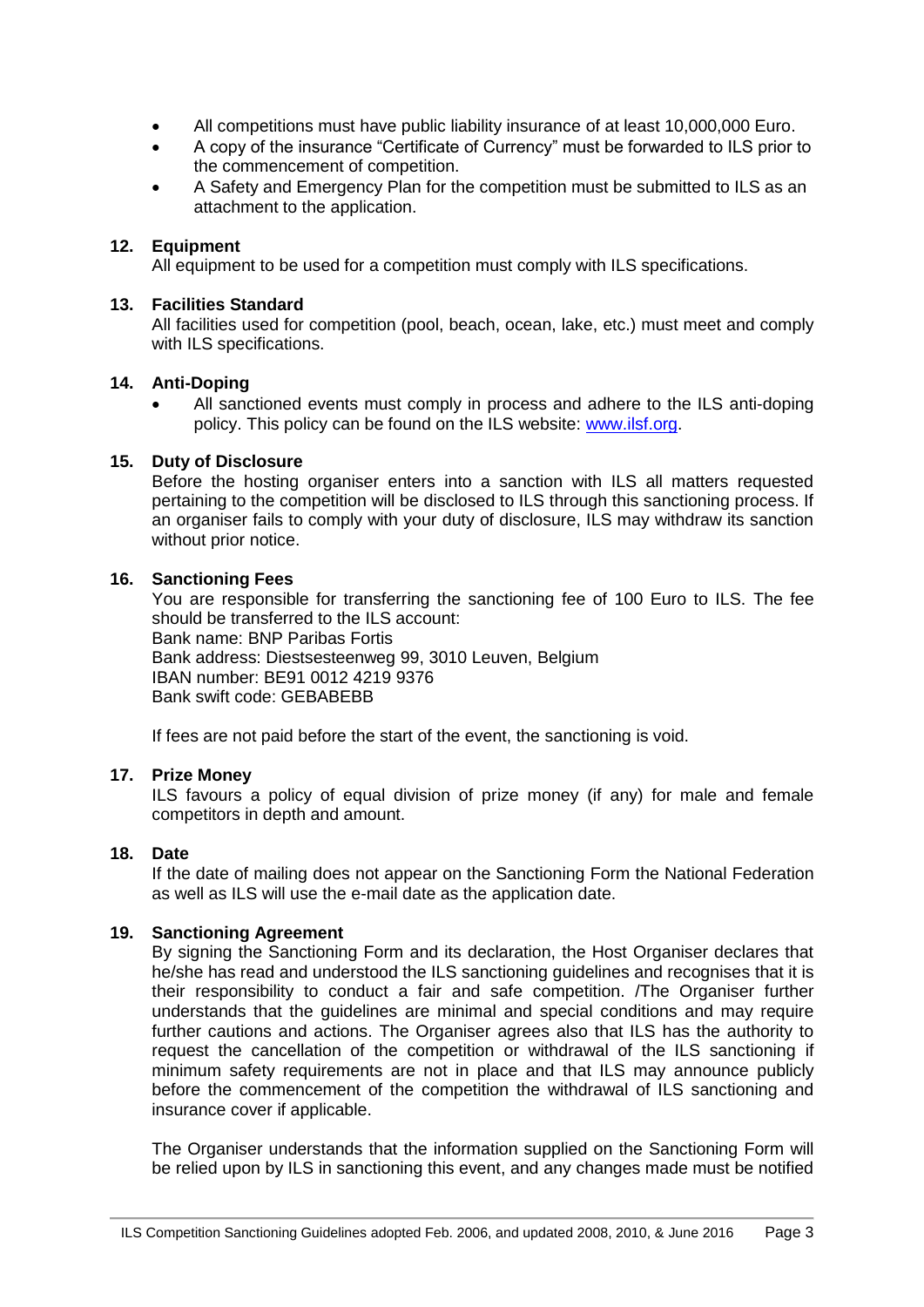- All competitions must have public liability insurance of at least 10,000,000 Euro.
- A copy of the insurance "Certificate of Currency" must be forwarded to ILS prior to the commencement of competition.
- A Safety and Emergency Plan for the competition must be submitted to ILS as an attachment to the application.

## 12. Equipment

All equipment to be used for a competition must comply with ILS specifications.

## 13. Facilities Standard

All facilities used for competition (pool, beach, ocean, lake, etc.) must meet and comply with ILS specifications.

## 14. Anti-Doping

- All sanctioned events must comply in process and adhere to the ILS anti-doping policy. This policy can be found on the ILS website: [www.ilsf.org](http://www.ilsf.org).

## 15. Duty of Disclosure

Before the hosting organiser enters into a sanction with ILS all matters requested pertaining to the competition will be disclosed to ILS through this sanctioning process. If an organiser fails to comply with your duty of disclosure, ILS may withdraw its sanction without prior notice.

## 16. Sanctioning Fees

You are responsible for transferring the sanctioning fee of 100 Euro to ILS. The fee should be transferred to the ILS account:
Bank name: BNP Paribas Fortis
Bank address: Diestsesteenweg 99, 3010 Leuven, Belgium
IBAN number: BE91 0012 4219 9376
Bank swift code: GEBABEBB

If fees are not paid before the start of the event, the sanctioning is void.

## 17. Prize Money

ILS favours a policy of equal division of prize money (if any) for male and female competitors in depth and amount.

## 18. Date

If the date of mailing does not appear on the Sanctioning Form the National Federation as well as ILS will use the e-mail date as the application date.

## 19. Sanctioning Agreement

By signing the Sanctioning Form and its declaration, the Host Organiser declares that he/she has read and understood the ILS sanctioning guidelines and recognises that it is their responsibility to conduct a fair and safe competition. /The Organiser further understands that the guidelines are minimal and special conditions and may require further cautions and actions. The Organiser agrees also that ILS has the authority to request the cancellation of the competition or withdrawal of the ILS sanctioning if minimum safety requirements are not in place and that ILS may announce publicly before the commencement of the competition the withdrawal of ILS sanctioning and insurance cover if applicable.

The Organiser understands that the information supplied on the Sanctioning Form will be relied upon by ILS in sanctioning this event, and any changes made must be notified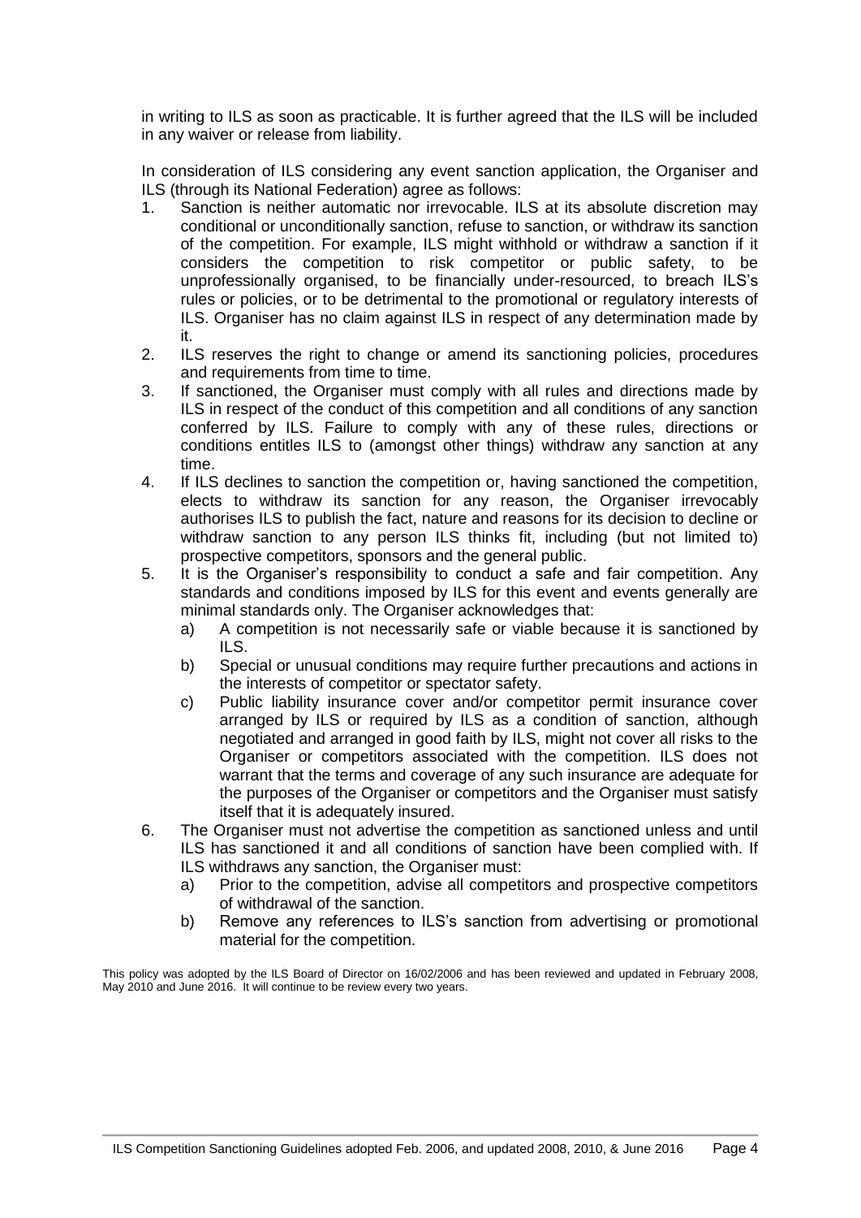in writing to ILS as soon as practicable. It is further agreed that the ILS will be included in any waiver or release from liability.

In consideration of ILS considering any event sanction application, the Organiser and ILS (through its National Federation) agree as follows:

1. Sanction is neither automatic nor irrevocable. ILS at its absolute discretion may conditional or unconditionally sanction, refuse to sanction, or withdraw its sanction of the competition. For example, ILS might withhold or withdraw a sanction if it considers the competition to risk competitor or public safety, to be unprofessionally organised, to be financially under-resourced, to breach ILS's rules or policies, or to be detrimental to the promotional or regulatory interests of ILS. Organiser has no claim against ILS in respect of any determination made by it.
2. ILS reserves the right to change or amend its sanctioning policies, procedures and requirements from time to time.
3. If sanctioned, the Organiser must comply with all rules and directions made by ILS in respect of the conduct of this competition and all conditions of any sanction conferred by ILS. Failure to comply with any of these rules, directions or conditions entitles ILS to (amongst other things) withdraw any sanction at any time.
4. If ILS declines to sanction the competition or, having sanctioned the competition, elects to withdraw its sanction for any reason, the Organiser irrevocably authorises ILS to publish the fact, nature and reasons for its decision to decline or withdraw sanction to any person ILS thinks fit, including (but not limited to) prospective competitors, sponsors and the general public.
5. It is the Organiser's responsibility to conduct a safe and fair competition. Any standards and conditions imposed by ILS for this event and events generally are minimal standards only. The Organiser acknowledges that:
   a) A competition is not necessarily safe or viable because it is sanctioned by ILS.
   b) Special or unusual conditions may require further precautions and actions in the interests of competitor or spectator safety.
   c) Public liability insurance cover and/or competitor permit insurance cover arranged by ILS or required by ILS as a condition of sanction, although negotiated and arranged in good faith by ILS, might not cover all risks to the Organiser or competitors associated with the competition. ILS does not warrant that the terms and coverage of any such insurance are adequate for the purposes of the Organiser or competitors and the Organiser must satisfy itself that it is adequately insured.
6. The Organiser must not advertise the competition as sanctioned unless and until ILS has sanctioned it and all conditions of sanction have been complied with. If ILS withdraws any sanction, the Organiser must:
   a) Prior to the competition, advise all competitors and prospective competitors of withdrawal of the sanction.
   b) Remove any references to ILS's sanction from advertising or promotional material for the competition.

This policy was adopted by the ILS Board of Director on 16/02/2006 and has been reviewed and updated in February 2008, May 2010 and June 2016. It will continue to be review every two years.